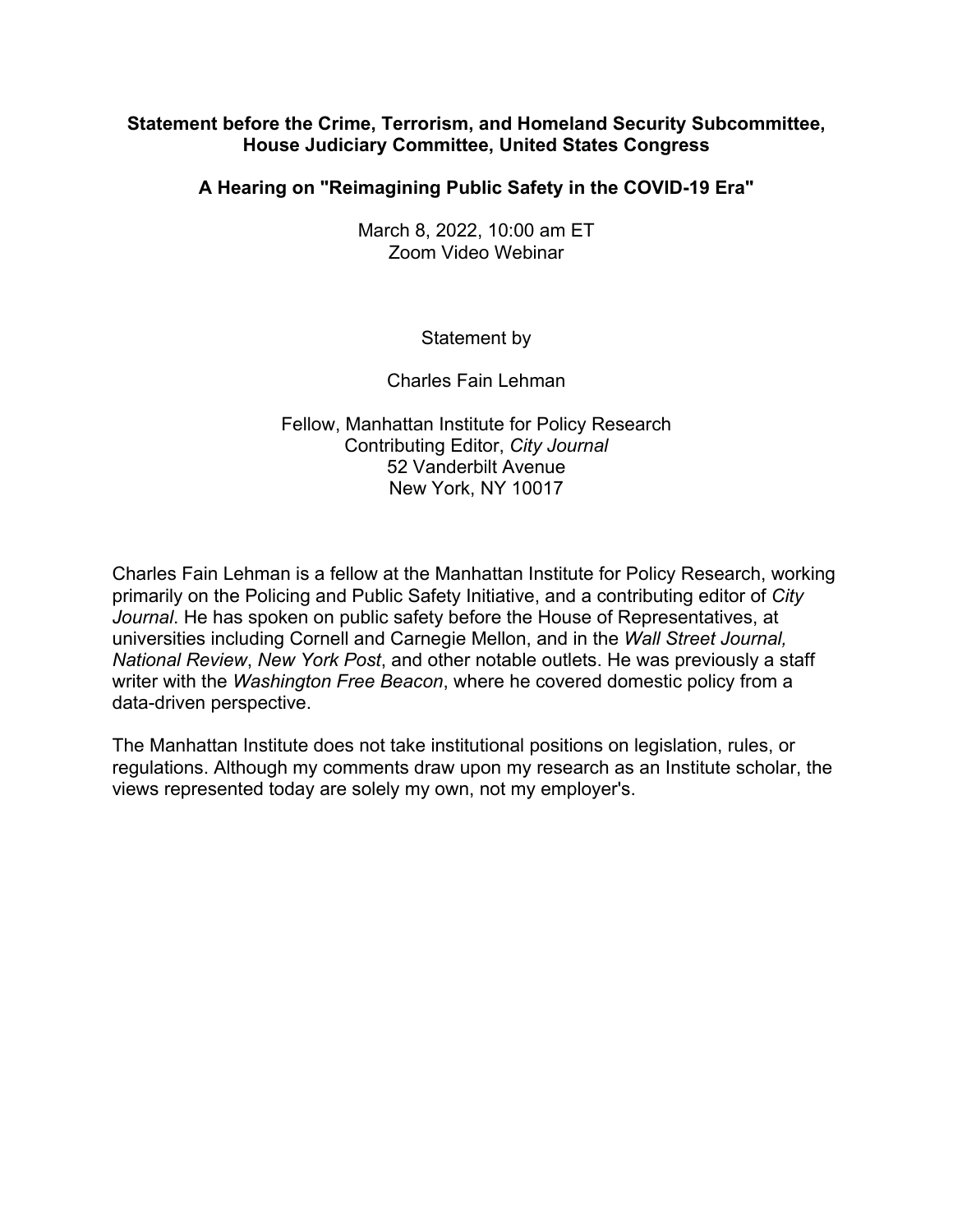**Statement before the Crime, Terrorism, and Homeland Security Subcommittee, House Judiciary Committee, United States Congress**

**A Hearing on "Reimagining Public Safety in the COVID-19 Era"**

March 8, 2022, 10:00 am ET
Zoom Video Webinar

Statement by

Charles Fain Lehman

Fellow, Manhattan Institute for Policy Research
Contributing Editor, *City Journal*
52 Vanderbilt Avenue
New York, NY 10017

Charles Fain Lehman is a fellow at the Manhattan Institute for Policy Research, working primarily on the Policing and Public Safety Initiative, and a contributing editor of *City Journal*. He has spoken on public safety before the House of Representatives, at universities including Cornell and Carnegie Mellon, and in the *Wall Street Journal, National Review*, *New York Post*, and other notable outlets. He was previously a staff writer with the *Washington Free Beacon*, where he covered domestic policy from a data-driven perspective.

The Manhattan Institute does not take institutional positions on legislation, rules, or regulations. Although my comments draw upon my research as an Institute scholar, the views represented today are solely my own, not my employer's.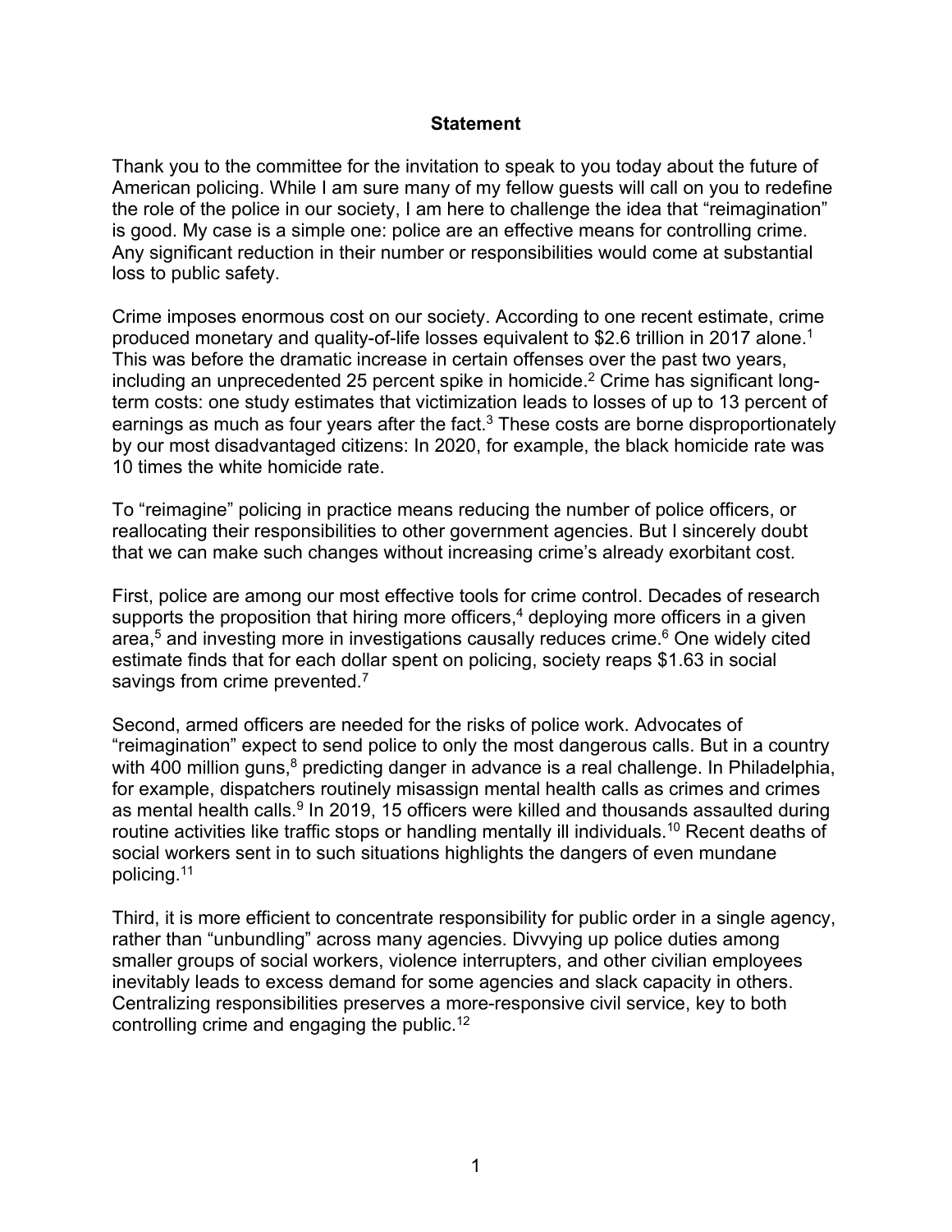**Statement**

Thank you to the committee for the invitation to speak to you today about the future of American policing. While I am sure many of my fellow guests will call on you to redefine the role of the police in our society, I am here to challenge the idea that "reimagination" is good. My case is a simple one: police are an effective means for controlling crime. Any significant reduction in their number or responsibilities would come at substantial loss to public safety.

Crime imposes enormous cost on our society. According to one recent estimate, crime produced monetary and quality-of-life losses equivalent to $2.6 trillion in 2017 alone.[1] This was before the dramatic increase in certain offenses over the past two years, including an unprecedented 25 percent spike in homicide.[2] Crime has significant long-term costs: one study estimates that victimization leads to losses of up to 13 percent of earnings as much as four years after the fact.[3] These costs are borne disproportionately by our most disadvantaged citizens: In 2020, for example, the black homicide rate was 10 times the white homicide rate.

To "reimagine" policing in practice means reducing the number of police officers, or reallocating their responsibilities to other government agencies. But I sincerely doubt that we can make such changes without increasing crime's already exorbitant cost.

First, police are among our most effective tools for crime control. Decades of research supports the proposition that hiring more officers,[4] deploying more officers in a given area,[5] and investing more in investigations causally reduces crime.[6] One widely cited estimate finds that for each dollar spent on policing, society reaps $1.63 in social savings from crime prevented.[7]

Second, armed officers are needed for the risks of police work. Advocates of "reimagination" expect to send police to only the most dangerous calls. But in a country with 400 million guns,[8] predicting danger in advance is a real challenge. In Philadelphia, for example, dispatchers routinely misassign mental health calls as crimes and crimes as mental health calls.[9] In 2019, 15 officers were killed and thousands assaulted during routine activities like traffic stops or handling mentally ill individuals.[10] Recent deaths of social workers sent in to such situations highlights the dangers of even mundane policing.[11]

Third, it is more efficient to concentrate responsibility for public order in a single agency, rather than "unbundling" across many agencies. Divvying up police duties among smaller groups of social workers, violence interrupters, and other civilian employees inevitably leads to excess demand for some agencies and slack capacity in others. Centralizing responsibilities preserves a more-responsive civil service, key to both controlling crime and engaging the public.[12]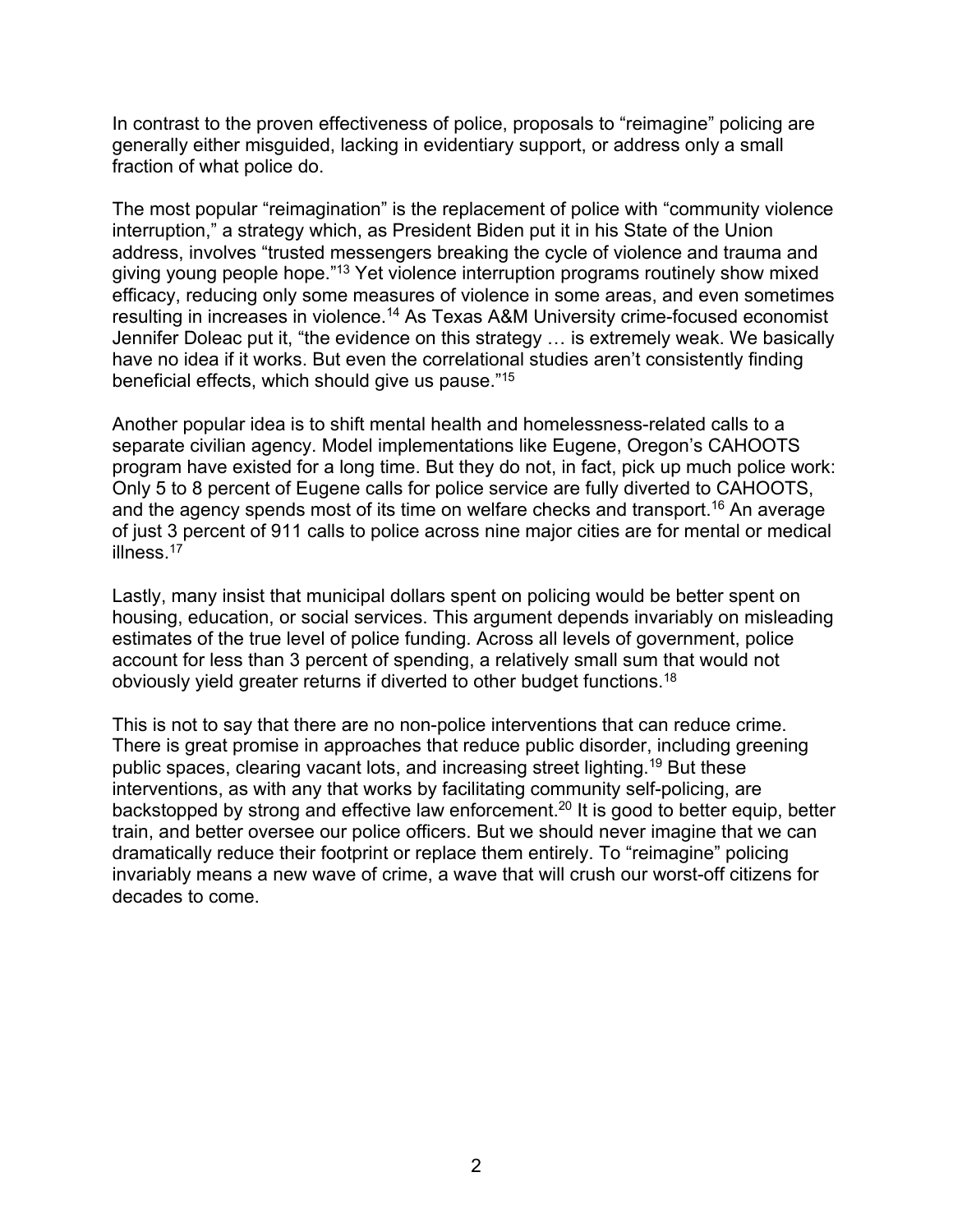In contrast to the proven effectiveness of police, proposals to "reimagine" policing are generally either misguided, lacking in evidentiary support, or address only a small fraction of what police do.

The most popular "reimagination" is the replacement of police with "community violence interruption," a strategy which, as President Biden put it in his State of the Union address, involves "trusted messengers breaking the cycle of violence and trauma and giving young people hope."[13] Yet violence interruption programs routinely show mixed efficacy, reducing only some measures of violence in some areas, and even sometimes resulting in increases in violence.[14] As Texas A&M University crime-focused economist Jennifer Doleac put it, "the evidence on this strategy … is extremely weak. We basically have no idea if it works. But even the correlational studies aren't consistently finding beneficial effects, which should give us pause."[15]

Another popular idea is to shift mental health and homelessness-related calls to a separate civilian agency. Model implementations like Eugene, Oregon's CAHOOTS program have existed for a long time. But they do not, in fact, pick up much police work: Only 5 to 8 percent of Eugene calls for police service are fully diverted to CAHOOTS, and the agency spends most of its time on welfare checks and transport.[16] An average of just 3 percent of 911 calls to police across nine major cities are for mental or medical illness.[17]

Lastly, many insist that municipal dollars spent on policing would be better spent on housing, education, or social services. This argument depends invariably on misleading estimates of the true level of police funding. Across all levels of government, police account for less than 3 percent of spending, a relatively small sum that would not obviously yield greater returns if diverted to other budget functions.[18]

This is not to say that there are no non-police interventions that can reduce crime. There is great promise in approaches that reduce public disorder, including greening public spaces, clearing vacant lots, and increasing street lighting.[19] But these interventions, as with any that works by facilitating community self-policing, are backstopped by strong and effective law enforcement.[20] It is good to better equip, better train, and better oversee our police officers. But we should never imagine that we can dramatically reduce their footprint or replace them entirely. To "reimagine" policing invariably means a new wave of crime, a wave that will crush our worst-off citizens for decades to come.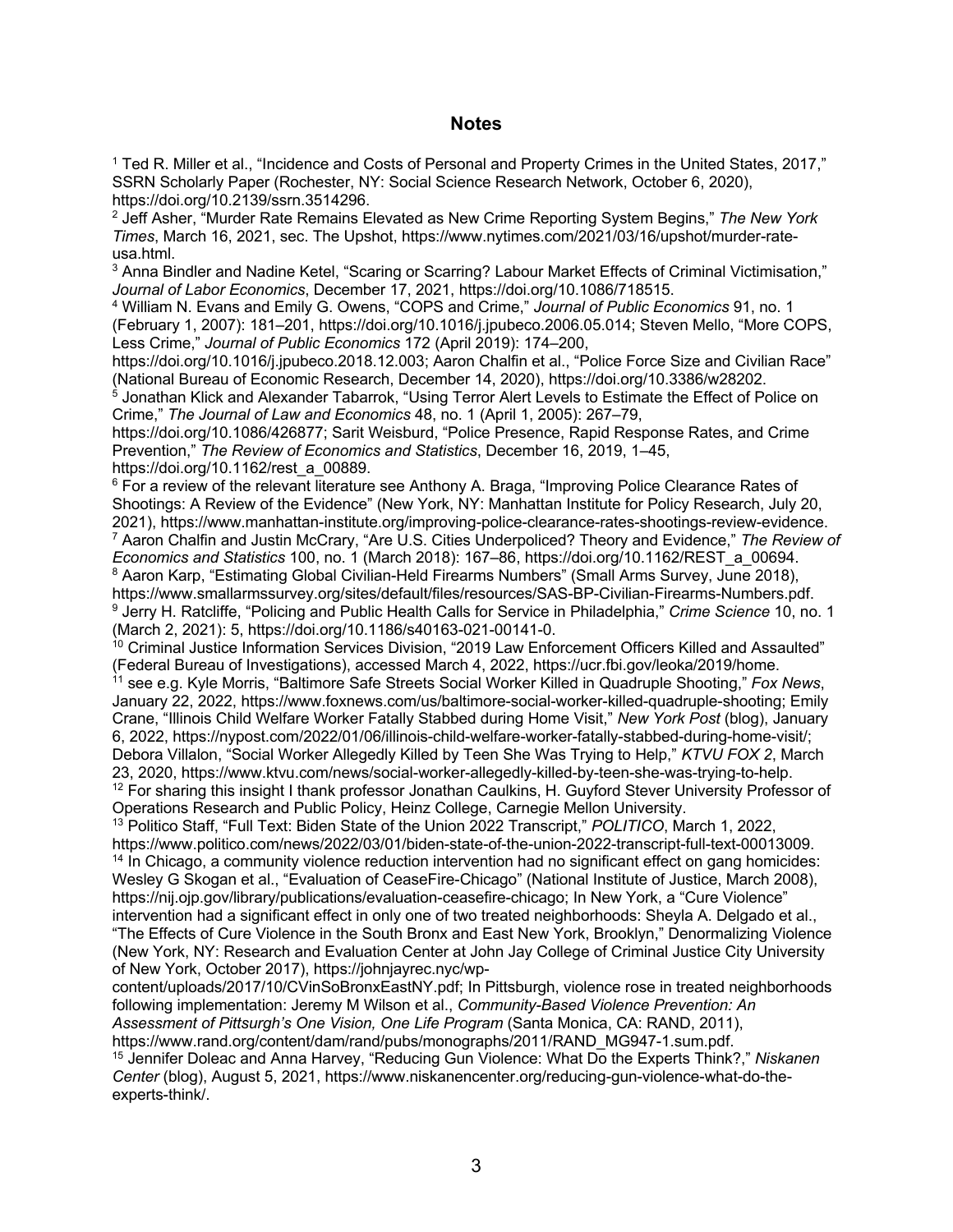## Notes

[1] Ted R. Miller et al., "Incidence and Costs of Personal and Property Crimes in the United States, 2017," SSRN Scholarly Paper (Rochester, NY: Social Science Research Network, October 6, 2020), https://doi.org/10.2139/ssrn.3514296.

[2] Jeff Asher, "Murder Rate Remains Elevated as New Crime Reporting System Begins," *The New York Times*, March 16, 2021, sec. The Upshot, https://www.nytimes.com/2021/03/16/upshot/murder-rate-usa.html.

[3] Anna Bindler and Nadine Ketel, "Scaring or Scarring? Labour Market Effects of Criminal Victimisation," *Journal of Labor Economics*, December 17, 2021, https://doi.org/10.1086/718515.

[4] William N. Evans and Emily G. Owens, "COPS and Crime," *Journal of Public Economics* 91, no. 1 (February 1, 2007): 181–201, https://doi.org/10.1016/j.jpubeco.2006.05.014; Steven Mello, "More COPS, Less Crime," *Journal of Public Economics* 172 (April 2019): 174–200, https://doi.org/10.1016/j.jpubeco.2018.12.003; Aaron Chalfin et al., "Police Force Size and Civilian Race" (National Bureau of Economic Research, December 14, 2020), https://doi.org/10.3386/w28202.

[5] Jonathan Klick and Alexander Tabarrok, "Using Terror Alert Levels to Estimate the Effect of Police on Crime," *The Journal of Law and Economics* 48, no. 1 (April 1, 2005): 267–79, https://doi.org/10.1086/426877; Sarit Weisburd, "Police Presence, Rapid Response Rates, and Crime Prevention," *The Review of Economics and Statistics*, December 16, 2019, 1–45, https://doi.org/10.1162/rest_a_00889.

[6] For a review of the relevant literature see Anthony A. Braga, "Improving Police Clearance Rates of Shootings: A Review of the Evidence" (New York, NY: Manhattan Institute for Policy Research, July 20, 2021), https://www.manhattan-institute.org/improving-police-clearance-rates-shootings-review-evidence.

[7] Aaron Chalfin and Justin McCrary, "Are U.S. Cities Underpoliced? Theory and Evidence," *The Review of Economics and Statistics* 100, no. 1 (March 2018): 167–86, https://doi.org/10.1162/REST_a_00694.

[8] Aaron Karp, "Estimating Global Civilian-Held Firearms Numbers" (Small Arms Survey, June 2018), https://www.smallarmssurvey.org/sites/default/files/resources/SAS-BP-Civilian-Firearms-Numbers.pdf.

[9] Jerry H. Ratcliffe, "Policing and Public Health Calls for Service in Philadelphia," *Crime Science* 10, no. 1 (March 2, 2021): 5, https://doi.org/10.1186/s40163-021-00141-0.

[10] Criminal Justice Information Services Division, "2019 Law Enforcement Officers Killed and Assaulted" (Federal Bureau of Investigations), accessed March 4, 2022, https://ucr.fbi.gov/leoka/2019/home.

[11] see e.g. Kyle Morris, "Baltimore Safe Streets Social Worker Killed in Quadruple Shooting," *Fox News*, January 22, 2022, https://www.foxnews.com/us/baltimore-social-worker-killed-quadruple-shooting; Emily Crane, "Illinois Child Welfare Worker Fatally Stabbed during Home Visit," *New York Post* (blog), January 6, 2022, https://nypost.com/2022/01/06/illinois-child-welfare-worker-fatally-stabbed-during-home-visit/; Debora Villalon, "Social Worker Allegedly Killed by Teen She Was Trying to Help," *KTVU FOX 2*, March 23, 2020, https://www.ktvu.com/news/social-worker-allegedly-killed-by-teen-she-was-trying-to-help.

[12] For sharing this insight I thank professor Jonathan Caulkins, H. Guyford Stever University Professor of Operations Research and Public Policy, Heinz College, Carnegie Mellon University.

[13] Politico Staff, "Full Text: Biden State of the Union 2022 Transcript," *POLITICO*, March 1, 2022, https://www.politico.com/news/2022/03/01/biden-state-of-the-union-2022-transcript-full-text-00013009.

[14] In Chicago, a community violence reduction intervention had no significant effect on gang homicides: Wesley G Skogan et al., "Evaluation of CeaseFire-Chicago" (National Institute of Justice, March 2008), https://nij.ojp.gov/library/publications/evaluation-ceasefire-chicago; In New York, a "Cure Violence" intervention had a significant effect in only one of two treated neighborhoods: Sheyla A. Delgado et al., "The Effects of Cure Violence in the South Bronx and East New York, Brooklyn," Denormalizing Violence (New York, NY: Research and Evaluation Center at John Jay College of Criminal Justice City University of New York, October 2017), https://johnjayrec.nyc/wp-content/uploads/2017/10/CVinSoBronxEastNY.pdf; In Pittsburgh, violence rose in treated neighborhoods following implementation: Jeremy M Wilson et al., *Community-Based Violence Prevention: An Assessment of Pittsurgh's One Vision, One Life Program* (Santa Monica, CA: RAND, 2011), https://www.rand.org/content/dam/rand/pubs/monographs/2011/RAND_MG947-1.sum.pdf.

[15] Jennifer Doleac and Anna Harvey, "Reducing Gun Violence: What Do the Experts Think?," *Niskanen Center* (blog), August 5, 2021, https://www.niskanencenter.org/reducing-gun-violence-what-do-the-experts-think/.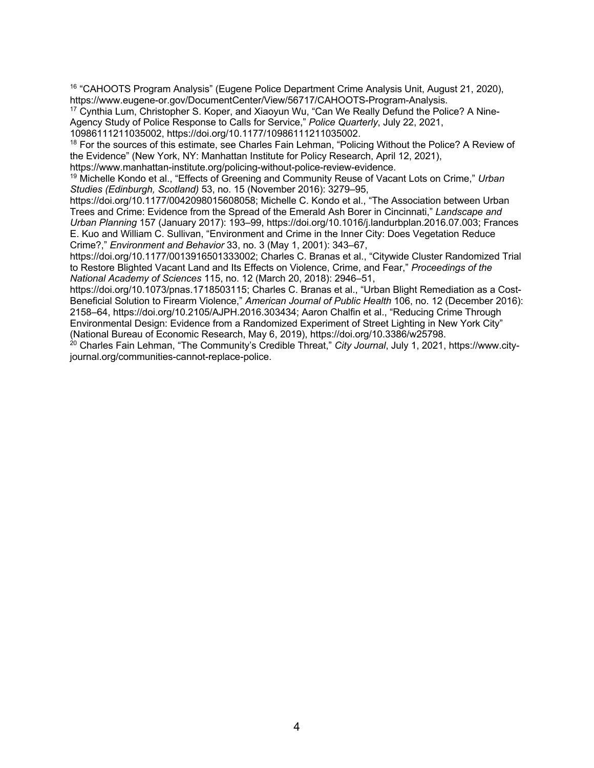[16] "CAHOOTS Program Analysis" (Eugene Police Department Crime Analysis Unit, August 21, 2020), https://www.eugene-or.gov/DocumentCenter/View/56717/CAHOOTS-Program-Analysis.

[17] Cynthia Lum, Christopher S. Koper, and Xiaoyun Wu, "Can We Really Defund the Police? A Nine-Agency Study of Police Response to Calls for Service," *Police Quarterly*, July 22, 2021, 10986111211035002, https://doi.org/10.1177/10986111211035002.

[18] For the sources of this estimate, see Charles Fain Lehman, "Policing Without the Police? A Review of the Evidence" (New York, NY: Manhattan Institute for Policy Research, April 12, 2021), https://www.manhattan-institute.org/policing-without-police-review-evidence.

[19] Michelle Kondo et al., "Effects of Greening and Community Reuse of Vacant Lots on Crime," *Urban Studies (Edinburgh, Scotland)* 53, no. 15 (November 2016): 3279–95, https://doi.org/10.1177/0042098015608058; Michelle C. Kondo et al., "The Association between Urban Trees and Crime: Evidence from the Spread of the Emerald Ash Borer in Cincinnati," *Landscape and Urban Planning* 157 (January 2017): 193–99, https://doi.org/10.1016/j.landurbplan.2016.07.003; Frances E. Kuo and William C. Sullivan, "Environment and Crime in the Inner City: Does Vegetation Reduce Crime?," *Environment and Behavior* 33, no. 3 (May 1, 2001): 343–67, https://doi.org/10.1177/0013916501333002; Charles C. Branas et al., "Citywide Cluster Randomized Trial to Restore Blighted Vacant Land and Its Effects on Violence, Crime, and Fear," *Proceedings of the National Academy of Sciences* 115, no. 12 (March 20, 2018): 2946–51, https://doi.org/10.1073/pnas.1718503115; Charles C. Branas et al., "Urban Blight Remediation as a Cost-Beneficial Solution to Firearm Violence," *American Journal of Public Health* 106, no. 12 (December 2016): 2158–64, https://doi.org/10.2105/AJPH.2016.303434; Aaron Chalfin et al., "Reducing Crime Through Environmental Design: Evidence from a Randomized Experiment of Street Lighting in New York City" (National Bureau of Economic Research, May 6, 2019), https://doi.org/10.3386/w25798.

[20] Charles Fain Lehman, "The Community's Credible Threat," *City Journal*, July 1, 2021, https://www.city-journal.org/communities-cannot-replace-police.